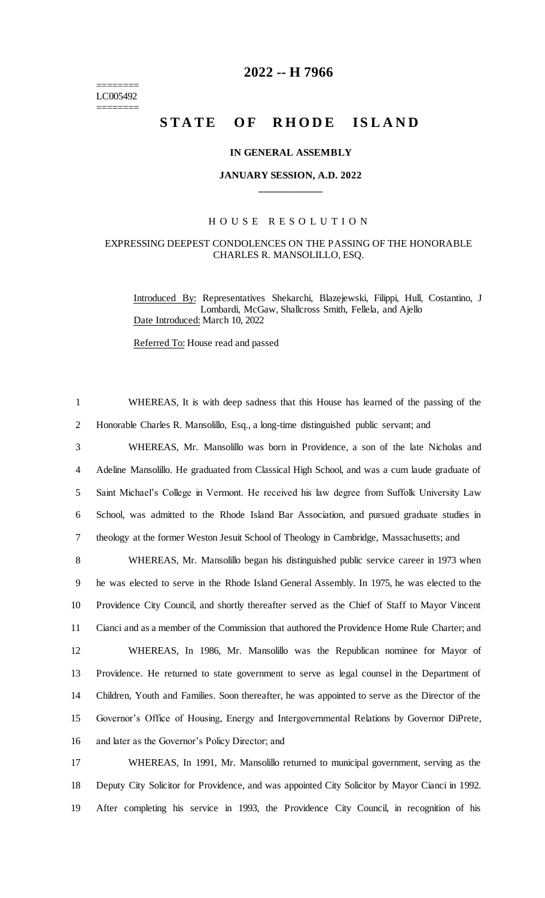========
LC005492
========

# 2022 -- H 7966

# STATE OF RHODE ISLAND

### IN GENERAL ASSEMBLY

### JANUARY SESSION, A.D. 2022

____________

H O U S E   R E S O L U T I O N

EXPRESSING DEEPEST CONDOLENCES ON THE PASSING OF THE HONORABLE CHARLES R. MANSOLILLO, ESQ.

Introduced By: Representatives Shekarchi, Blazejewski, Filippi, Hull, Costantino, J Lombardi, McGaw, Shallcross Smith, Fellela, and Ajello

Date Introduced: March 10, 2022

Referred To: House read and passed

1 WHEREAS, It is with deep sadness that this House has learned of the passing of the
2 Honorable Charles R. Mansolillo, Esq., a long-time distinguished public servant; and
3 WHEREAS, Mr. Mansolillo was born in Providence, a son of the late Nicholas and
4 Adeline Mansolillo. He graduated from Classical High School, and was a cum laude graduate of
5 Saint Michael's College in Vermont. He received his law degree from Suffolk University Law
6 School, was admitted to the Rhode Island Bar Association, and pursued graduate studies in
7 theology at the former Weston Jesuit School of Theology in Cambridge, Massachusetts; and
8 WHEREAS, Mr. Mansolillo began his distinguished public service career in 1973 when
9 he was elected to serve in the Rhode Island General Assembly. In 1975, he was elected to the
10 Providence City Council, and shortly thereafter served as the Chief of Staff to Mayor Vincent
11 Cianci and as a member of the Commission that authored the Providence Home Rule Charter; and
12 WHEREAS, In 1986, Mr. Mansolillo was the Republican nominee for Mayor of
13 Providence. He returned to state government to serve as legal counsel in the Department of
14 Children, Youth and Families. Soon thereafter, he was appointed to serve as the Director of the
15 Governor's Office of Housing, Energy and Intergovernmental Relations by Governor DiPrete,
16 and later as the Governor's Policy Director; and
17 WHEREAS, In 1991, Mr. Mansolillo returned to municipal government, serving as the
18 Deputy City Solicitor for Providence, and was appointed City Solicitor by Mayor Cianci in 1992.
19 After completing his service in 1993, the Providence City Council, in recognition of his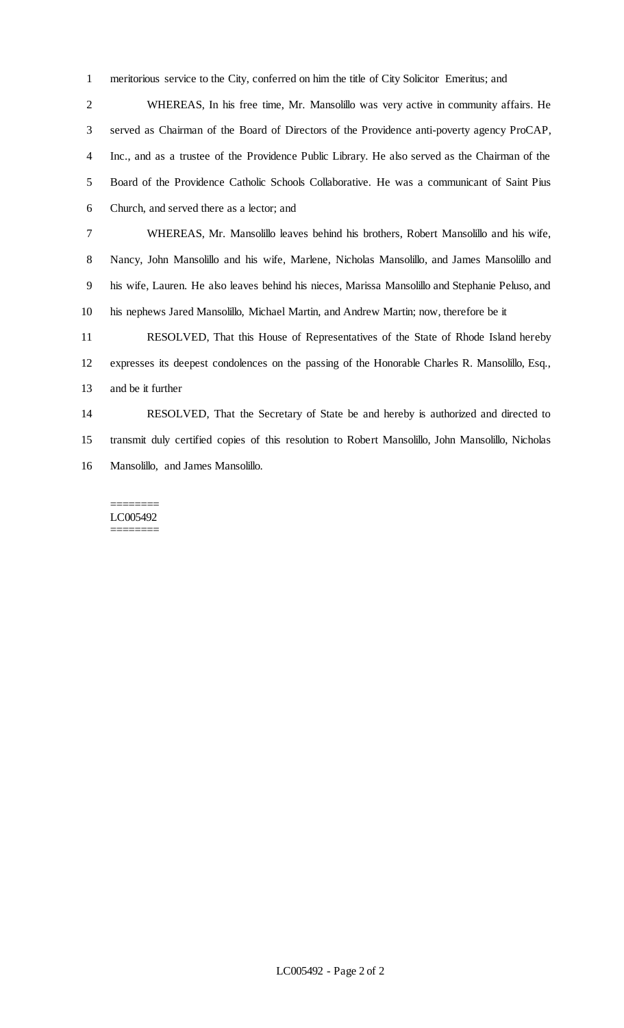meritorious service to the City, conferred on him the title of City Solicitor Emeritus; and

WHEREAS, In his free time, Mr. Mansolillo was very active in community affairs. He served as Chairman of the Board of Directors of the Providence anti-poverty agency ProCAP, Inc., and as a trustee of the Providence Public Library. He also served as the Chairman of the Board of the Providence Catholic Schools Collaborative. He was a communicant of Saint Pius Church, and served there as a lector; and

WHEREAS, Mr. Mansolillo leaves behind his brothers, Robert Mansolillo and his wife, Nancy, John Mansolillo and his wife, Marlene, Nicholas Mansolillo, and James Mansolillo and his wife, Lauren. He also leaves behind his nieces, Marissa Mansolillo and Stephanie Peluso, and his nephews Jared Mansolillo, Michael Martin, and Andrew Martin; now, therefore be it

RESOLVED, That this House of Representatives of the State of Rhode Island hereby expresses its deepest condolences on the passing of the Honorable Charles R. Mansolillo, Esq., and be it further

RESOLVED, That the Secretary of State be and hereby is authorized and directed to transmit duly certified copies of this resolution to Robert Mansolillo, John Mansolillo, Nicholas Mansolillo, and James Mansolillo.

========
LC005492
========